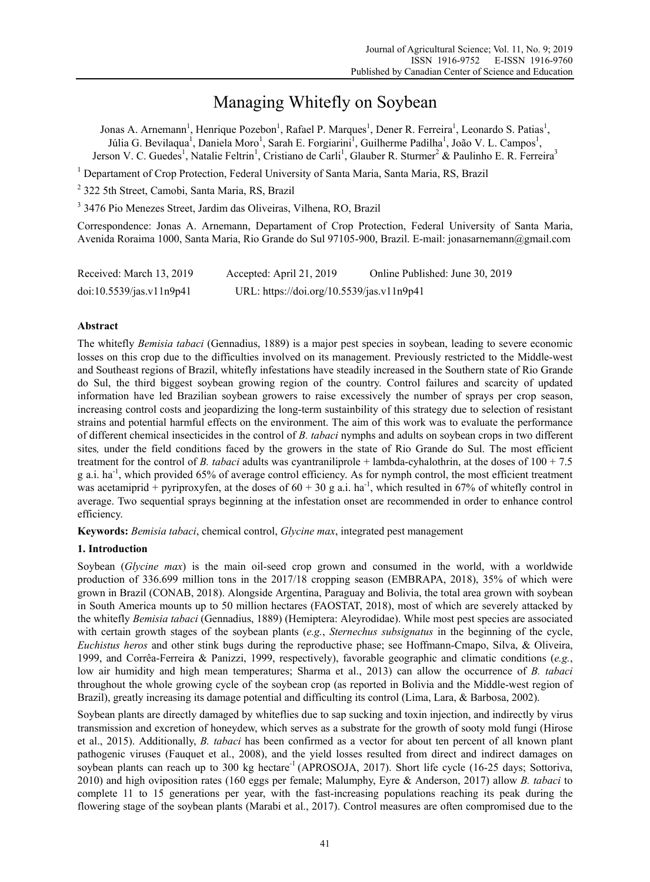# Managing Whitefly on Soybean

Jonas A. Arnemann[1], Henrique Pozebon[1], Rafael P. Marques[1], Dener R. Ferreira[1], Leonardo S. Patias[1], Júlia G. Bevilaqua[1], Daniela Moro[1], Sarah E. Forgiarini[1], Guilherme Padilha[1], João V. L. Campos[1], Jerson V. C. Guedes[1], Natalie Feltrin[1], Cristiano de Carli[1], Glauber R. Sturmer[2] & Paulinho E. R. Ferreira[3]

[1] Departament of Crop Protection, Federal University of Santa Maria, Santa Maria, RS, Brazil

[2] 322 5th Street, Camobi, Santa Maria, RS, Brazil

[3] 3476 Pio Menezes Street, Jardim das Oliveiras, Vilhena, RO, Brazil

Correspondence: Jonas A. Arnemann, Departament of Crop Protection, Federal University of Santa Maria, Avenida Roraima 1000, Santa Maria, Rio Grande do Sul 97105-900, Brazil. E-mail: jonasarnemann@gmail.com

| Received: March 13, 2019 | Accepted: April 21, 2019 | Online Published: June 30, 2019 |
|---|---|---|
| doi:10.5539/jas.v11n9p41 | URL: https://doi.org/10.5539/jas.v11n9p41 | |

## Abstract

The whitefly *Bemisia tabaci* (Gennadius, 1889) is a major pest species in soybean, leading to severe economic losses on this crop due to the difficulties involved on its management. Previously restricted to the Middle-west and Southeast regions of Brazil, whitefly infestations have steadily increased in the Southern state of Rio Grande do Sul, the third biggest soybean growing region of the country. Control failures and scarcity of updated information have led Brazilian soybean growers to raise excessively the number of sprays per crop season, increasing control costs and jeopardizing the long-term sustainbility of this strategy due to selection of resistant strains and potential harmful effects on the environment. The aim of this work was to evaluate the performance of different chemical insecticides in the control of *B. tabaci* nymphs and adults on soybean crops in two different sites*,* under the field conditions faced by the growers in the state of Rio Grande do Sul. The most efficient treatment for the control of *B. tabaci* adults was cyantraniliprole + lambda-cyhalothrin, at the doses of 100 + 7.5 g a.i. ha$^{-1}$, which provided 65% of average control efficiency. As for nymph control, the most efficient treatment was acetamiprid + pyriproxyfen, at the doses of 60 + 30 g a.i. ha$^{-1}$, which resulted in 67% of whitefly control in average. Two sequential sprays beginning at the infestation onset are recommended in order to enhance control efficiency.

**Keywords:** *Bemisia tabaci*, chemical control, *Glycine max*, integrated pest management

## 1. Introduction

Soybean (*Glycine max*) is the main oil-seed crop grown and consumed in the world, with a worldwide production of 336.699 million tons in the 2017/18 cropping season (EMBRAPA, 2018), 35% of which were grown in Brazil (CONAB, 2018). Alongside Argentina, Paraguay and Bolivia, the total area grown with soybean in South America mounts up to 50 million hectares (FAOSTAT, 2018), most of which are severely attacked by the whitefly *Bemisia tabaci* (Gennadius, 1889) (Hemiptera: Aleyrodidae). While most pest species are associated with certain growth stages of the soybean plants (*e.g.*, *Sternechus subsignatus* in the beginning of the cycle, *Euchistus heros* and other stink bugs during the reproductive phase; see Hoffmann-Cmapo, Silva, & Oliveira, 1999, and Corrêa-Ferreira & Panizzi, 1999, respectively), favorable geographic and climatic conditions (*e.g.*, low air humidity and high mean temperatures; Sharma et al., 2013) can allow the occurrence of *B. tabaci* throughout the whole growing cycle of the soybean crop (as reported in Bolivia and the Middle-west region of Brazil), greatly increasing its damage potential and difficulting its control (Lima, Lara, & Barbosa, 2002).

Soybean plants are directly damaged by whiteflies due to sap sucking and toxin injection, and indirectly by virus transmission and excretion of honeydew, which serves as a substrate for the growth of sooty mold fungi (Hirose et al., 2015). Additionally, *B. tabaci* has been confirmed as a vector for about ten percent of all known plant pathogenic viruses (Fauquet et al., 2008), and the yield losses resulted from direct and indirect damages on soybean plants can reach up to 300 kg hectare$^{-1}$ (APROSOJA, 2017). Short life cycle (16-25 days; Sottoriva, 2010) and high oviposition rates (160 eggs per female; Malumphy, Eyre & Anderson, 2017) allow *B. tabaci* to complete 11 to 15 generations per year, with the fast-increasing populations reaching its peak during the flowering stage of the soybean plants (Marabi et al., 2017). Control measures are often compromised due to the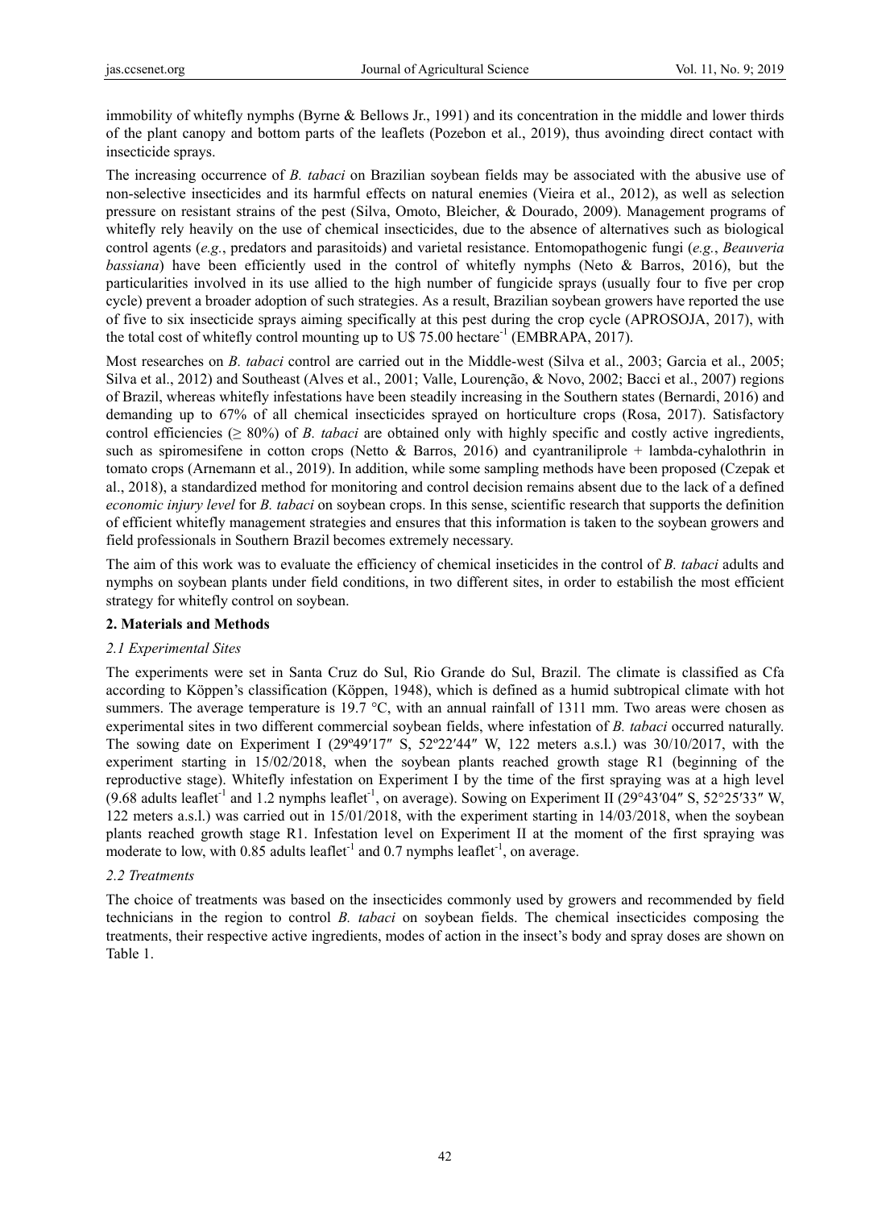immobility of whitefly nymphs (Byrne & Bellows Jr., 1991) and its concentration in the middle and lower thirds of the plant canopy and bottom parts of the leaflets (Pozebon et al., 2019), thus avoinding direct contact with insecticide sprays.

The increasing occurrence of *B. tabaci* on Brazilian soybean fields may be associated with the abusive use of non-selective insecticides and its harmful effects on natural enemies (Vieira et al., 2012), as well as selection pressure on resistant strains of the pest (Silva, Omoto, Bleicher, & Dourado, 2009). Management programs of whitefly rely heavily on the use of chemical insecticides, due to the absence of alternatives such as biological control agents (*e.g.*, predators and parasitoids) and varietal resistance. Entomopathogenic fungi (*e.g.*, *Beauveria bassiana*) have been efficiently used in the control of whitefly nymphs (Neto & Barros, 2016), but the particularities involved in its use allied to the high number of fungicide sprays (usually four to five per crop cycle) prevent a broader adoption of such strategies. As a result, Brazilian soybean growers have reported the use of five to six insecticide sprays aiming specifically at this pest during the crop cycle (APROSOJA, 2017), with the total cost of whitefly control mounting up to U$ 75.00 hectare$^{-1}$ (EMBRAPA, 2017).

Most researches on *B. tabaci* control are carried out in the Middle-west (Silva et al., 2003; Garcia et al., 2005; Silva et al., 2012) and Southeast (Alves et al., 2001; Valle, Lourenção, & Novo, 2002; Bacci et al., 2007) regions of Brazil, whereas whitefly infestations have been steadily increasing in the Southern states (Bernardi, 2016) and demanding up to 67% of all chemical insecticides sprayed on horticulture crops (Rosa, 2017). Satisfactory control efficiencies (≥ 80%) of *B. tabaci* are obtained only with highly specific and costly active ingredients, such as spiromesifene in cotton crops (Netto & Barros, 2016) and cyantraniliprole + lambda-cyhalothrin in tomato crops (Arnemann et al., 2019). In addition, while some sampling methods have been proposed (Czepak et al., 2018), a standardized method for monitoring and control decision remains absent due to the lack of a defined *economic injury level* for *B. tabaci* on soybean crops. In this sense, scientific research that supports the definition of efficient whitefly management strategies and ensures that this information is taken to the soybean growers and field professionals in Southern Brazil becomes extremely necessary.

The aim of this work was to evaluate the efficiency of chemical inseticides in the control of *B. tabaci* adults and nymphs on soybean plants under field conditions, in two different sites, in order to estabilish the most efficient strategy for whitefly control on soybean.

## 2. Materials and Methods

### *2.1 Experimental Sites*

The experiments were set in Santa Cruz do Sul, Rio Grande do Sul, Brazil. The climate is classified as Cfa according to Köppen's classification (Köppen, 1948), which is defined as a humid subtropical climate with hot summers. The average temperature is 19.7 °C, with an annual rainfall of 1311 mm. Two areas were chosen as experimental sites in two different commercial soybean fields, where infestation of *B. tabaci* occurred naturally. The sowing date on Experiment I (29º49′17″ S, 52º22′44″ W, 122 meters a.s.l.) was 30/10/2017, with the experiment starting in 15/02/2018, when the soybean plants reached growth stage R1 (beginning of the reproductive stage). Whitefly infestation on Experiment I by the time of the first spraying was at a high level (9.68 adults leaflet$^{-1}$ and 1.2 nymphs leaflet$^{-1}$, on average). Sowing on Experiment II (29°43′04″ S, 52°25′33″ W, 122 meters a.s.l.) was carried out in 15/01/2018, with the experiment starting in 14/03/2018, when the soybean plants reached growth stage R1. Infestation level on Experiment II at the moment of the first spraying was moderate to low, with 0.85 adults leaflet$^{-1}$ and 0.7 nymphs leaflet$^{-1}$, on average.

### *2.2 Treatments*

The choice of treatments was based on the insecticides commonly used by growers and recommended by field technicians in the region to control *B. tabaci* on soybean fields. The chemical insecticides composing the treatments, their respective active ingredients, modes of action in the insect's body and spray doses are shown on Table 1.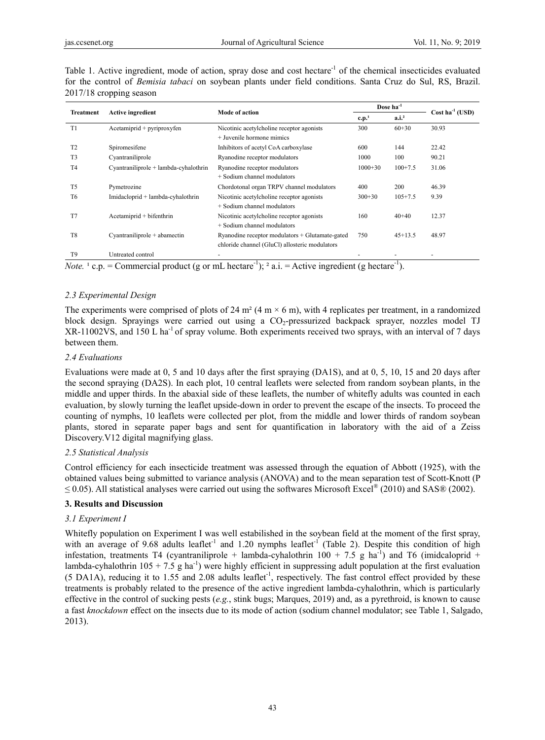Table 1. Active ingredient, mode of action, spray dose and cost hectare$^{-1}$ of the chemical insecticides evaluated for the control of *Bemisia tabaci* on soybean plants under field conditions. Santa Cruz do Sul, RS, Brazil. 2017/18 cropping season

| Treatment | Active ingredient | Mode of action | Dose ha$^{-1}$ | | Cost ha$^{-1}$ (USD) |
|---|---|---|---|---|---|
| | | | c.p.[1] | a.i.[2] | |
| T1 | Acetamiprid + pyriproxyfen | Nicotinic acetylcholine receptor agonists + Juvenile hormone mimics | 300 | 60+30 | 30.93 |
| T2 | Spiromesifene | Inhibitors of acetyl CoA carboxylase | 600 | 144 | 22.42 |
| T3 | Cyantraniliprole | Ryanodine receptor modulators | 1000 | 100 | 90.21 |
| T4 | Cyantraniliprole + lambda-cyhalothrin | Ryanodine receptor modulators + Sodium channel modulators | 1000+30 | 100+7.5 | 31.06 |
| T5 | Pymetrozine | Chordotonal organ TRPV channel modulators | 400 | 200 | 46.39 |
| T6 | Imidacloprid + lambda-cyhalothrin | Nicotinic acetylcholine receptor agonists + Sodium channel modulators | 300+30 | 105+7.5 | 9.39 |
| T7 | Acetamiprid + bifenthrin | Nicotinic acetylcholine receptor agonists + Sodium channel modulators | 160 | 40+40 | 12.37 |
| T8 | Cyantraniliprole + abamectin | Ryanodine receptor modulators + Glutamate-gated chloride channel (GluCl) allosteric modulators | 750 | 45+13.5 | 48.97 |
| T9 | Untreated control | - | - | - | - |

*Note.* [1] c.p. = Commercial product (g or mL hectare$^{-1}$); [2] a.i. = Active ingredient (g hectare$^{-1}$).

### 2.3 Experimental Design

The experiments were comprised of plots of 24 m² (4 m × 6 m), with 4 replicates per treatment, in a randomized block design. Sprayings were carried out using a $CO_2$-pressurized backpack sprayer, nozzles model TJ XR-11002VS, and 150 L ha$^{-1}$ of spray volume. Both experiments received two sprays, with an interval of 7 days between them.

### 2.4 Evaluations

Evaluations were made at 0, 5 and 10 days after the first spraying (DA1S), and at 0, 5, 10, 15 and 20 days after the second spraying (DA2S). In each plot, 10 central leaflets were selected from random soybean plants, in the middle and upper thirds. In the abaxial side of these leaflets, the number of whitefly adults was counted in each evaluation, by slowly turning the leaflet upside-down in order to prevent the escape of the insects. To proceed the counting of nymphs, 10 leaflets were collected per plot, from the middle and lower thirds of random soybean plants, stored in separate paper bags and sent for quantification in laboratory with the aid of a Zeiss Discovery.V12 digital magnifying glass.

### 2.5 Statistical Analysis

Control efficiency for each insecticide treatment was assessed through the equation of Abbott (1925), with the obtained values being submitted to variance analysis (ANOVA) and to the mean separation test of Scott-Knott ($P \leq 0.05$). All statistical analyses were carried out using the softwares Microsoft Excel® (2010) and SAS® (2002).

## 3. Results and Discussion

### 3.1 Experiment I

Whitefly population on Experiment I was well estabilished in the soybean field at the moment of the first spray, with an average of 9.68 adults leaflet$^{-1}$ and 1.20 nymphs leaflet$^{-1}$ (Table 2). Despite this condition of high infestation, treatments T4 (cyantraniliprole + lambda-cyhalothrin 100 + 7.5 g ha$^{-1}$) and T6 (imidcaloprid + lambda-cyhalothrin 105 + 7.5 g ha$^{-1}$) were highly efficient in suppressing adult population at the first evaluation (5 DA1A), reducing it to 1.55 and 2.08 adults leaflet$^{-1}$, respectively. The fast control effect provided by these treatments is probably related to the presence of the active ingredient lambda-cyhalothrin, which is particularly effective in the control of sucking pests (*e.g.*, stink bugs; Marques, 2019) and, as a pyrethroid, is known to cause a fast *knockdown* effect on the insects due to its mode of action (sodium channel modulator; see Table 1, Salgado, 2013).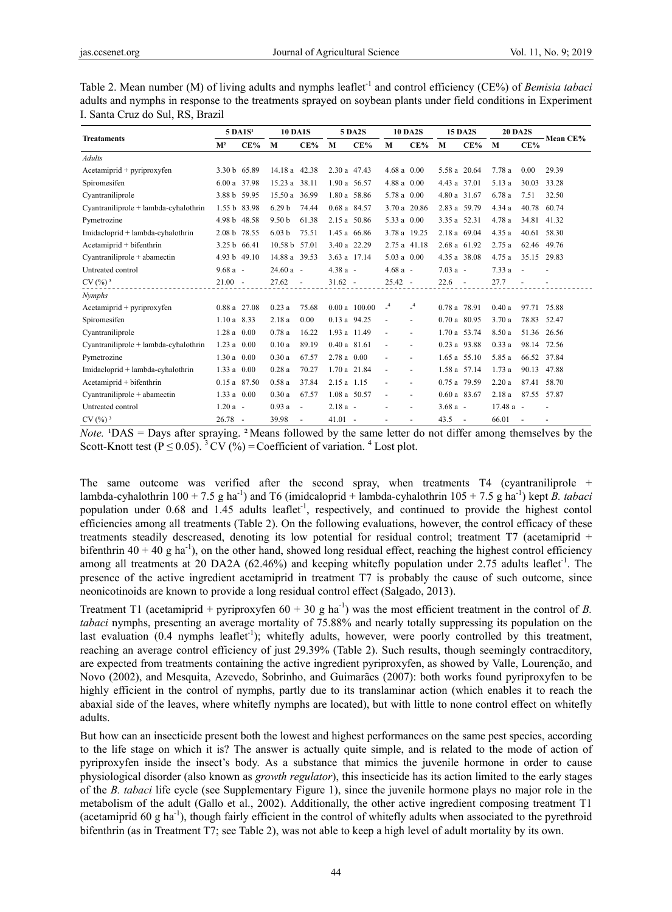Table 2. Mean number (M) of living adults and nymphs leaflet$^{-1}$ and control efficiency (CE%) of *Bemisia tabaci* adults and nymphs in response to the treatments sprayed on soybean plants under field conditions in Experiment I. Santa Cruz do Sul, RS, Brazil

| Treatements | 5 DA1S[1] | | 10 DA1S | | 5 DA2S | | 10 DA2S | | 15 DA2S | | 20 DA2S | | Mean CE% |
|---|---|---|---|---|---|---|---|---|---|---|---|---|---|
| | M[2] | CE% | M | CE% | M | CE% | M | CE% | M | CE% | M | CE% | |
| *Adults* | | | | | | | | | | | | | |
| Acetamiprid + pyriproxyfen | 3.30 b | 65.89 | 14.18 a | 42.38 | 2.30 a | 47.43 | 4.68 a | 0.00 | 5.58 a | 20.64 | 7.78 a | 0.00 | 29.39 |
| Spiromesifen | 6.00 a | 37.98 | 15.23 a | 38.11 | 1.90 a | 56.57 | 4.88 a | 0.00 | 4.43 a | 37.01 | 5.13 a | 30.03 | 33.28 |
| Cyantraniliprole | 3.88 b | 59.95 | 15.50 a | 36.99 | 1.80 a | 58.86 | 5.78 a | 0.00 | 4.80 a | 31.67 | 6.78 a | 7.51 | 32.50 |
| Cyantraniliprole + lambda-cyhalothrin | 1.55 b | 83.98 | 6.29 b | 74.44 | 0.68 a | 84.57 | 3.70 a | 20.86 | 2.83 a | 59.79 | 4.34 a | 40.78 | 60.74 |
| Pymetrozine | 4.98 b | 48.58 | 9.50 b | 61.38 | 2.15 a | 50.86 | 5.33 a | 0.00 | 3.35 a | 52.31 | 4.78 a | 34.81 | 41.32 |
| Imidacloprid + lambda-cyhalothrin | 2.08 b | 78.55 | 6.03 b | 75.51 | 1.45 a | 66.86 | 3.78 a | 19.25 | 2.18 a | 69.04 | 4.35 a | 40.61 | 58.30 |
| Acetamiprid + bifenthrin | 3.25 b | 66.41 | 10.58 b | 57.01 | 3.40 a | 22.29 | 2.75 a | 41.18 | 2.68 a | 61.92 | 2.75 a | 62.46 | 49.76 |
| Cyantraniliprole + abamectin | 4.93 b | 49.10 | 14.88 a | 39.53 | 3.63 a | 17.14 | 5.03 a | 0.00 | 4.35 a | 38.08 | 4.75 a | 35.15 | 29.83 |
| Untreated control | 9.68 a | - | 24.60 a | - | 4.38 a | - | 4.68 a | - | 7.03 a | - | 7.33 a | - | - |
| CV (%)[3] | 21.00 | - | 27.62 | - | 31.62 | - | 25.42 | - | 22.6 | - | 27.7 | - | - |
| *Nymphs* | | | | | | | | | | | | | |
| Acetamiprid + pyriproxyfen | 0.88 a | 27.08 | 0.23 a | 75.68 | 0.00 a | 100.00 | -[4] | -[4] | 0.78 a | 78.91 | 0.40 a | 97.71 | 75.88 |
| Spiromesifen | 1.10 a | 8.33 | 2.18 a | 0.00 | 0.13 a | 94.25 | - | - | 0.70 a | 80.95 | 3.70 a | 78.83 | 52.47 |
| Cyantraniliprole | 1.28 a | 0.00 | 0.78 a | 16.22 | 1.93 a | 11.49 | - | - | 1.70 a | 53.74 | 8.50 a | 51.36 | 26.56 |
| Cyantraniliprole + lambda-cyhalothrin | 1.23 a | 0.00 | 0.10 a | 89.19 | 0.40 a | 81.61 | - | - | 0.23 a | 93.88 | 0.33 a | 98.14 | 72.56 |
| Pymetrozine | 1.30 a | 0.00 | 0.30 a | 67.57 | 2.78 a | 0.00 | - | - | 1.65 a | 55.10 | 5.85 a | 66.52 | 37.84 |
| Imidacloprid + lambda-cyhalothrin | 1.33 a | 0.00 | 0.28 a | 70.27 | 1.70 a | 21.84 | - | - | 1.58 a | 57.14 | 1.73 a | 90.13 | 47.88 |
| Acetamiprid + bifenthrin | 0.15 a | 87.50 | 0.58 a | 37.84 | 2.15 a | 1.15 | - | - | 0.75 a | 79.59 | 2.20 a | 87.41 | 58.70 |
| Cyantraniliprole + abamectin | 1.33 a | 0.00 | 0.30 a | 67.57 | 1.08 a | 50.57 | - | - | 0.60 a | 83.67 | 2.18 a | 87.55 | 57.87 |
| Untreated control | 1.20 a | - | 0.93 a | - | 2.18 a | - | - | - | 3.68 a | - | 17.48 a | - | - |
| CV (%)[3] | 26.78 | - | 39.98 | - | 41.01 | - | - | - | 43.5 | - | 66.01 | - | - |

*Note.* [1]DAS = Days after spraying. [2]Means followed by the same letter do not differ among themselves by the Scott-Knott test ($P \leq 0.05$). [3]CV (%) = Coefficient of variation. [4] Lost plot.

The same outcome was verified after the second spray, when treatments T4 (cyantraniliprole + lambda-cyhalothrin 100 + 7.5 g ha$^{-1}$) and T6 (imidcaloprid + lambda-cyhalothrin 105 + 7.5 g ha$^{-1}$) kept *B. tabaci* population under 0.68 and 1.45 adults leaflet$^{-1}$, respectively, and continued to provide the highest contol efficiencies among all treatments (Table 2). On the following evaluations, however, the control efficacy of these treatments steadily descreased, denoting its low potential for residual control; treatment T7 (acetamiprid + bifenthrin 40 + 40 g ha$^{-1}$), on the other hand, showed long residual effect, reaching the highest control efficiency among all treatments at 20 DA2A (62.46%) and keeping whitefly population under 2.75 adults leaflet$^{-1}$. The presence of the active ingredient acetamiprid in treatment T7 is probably the cause of such outcome, since neonicotinoids are known to provide a long residual control effect (Salgado, 2013).

Treatment T1 (acetamiprid + pyriproxyfen 60 + 30 g ha$^{-1}$) was the most efficient treatment in the control of *B. tabaci* nymphs, presenting an average mortality of 75.88% and nearly totally suppressing its population on the last evaluation (0.4 nymphs leaflet$^{-1}$); whitefly adults, however, were poorly controlled by this treatment, reaching an average control efficiency of just 29.39% (Table 2). Such results, though seemingly contracditory, are expected from treatments containing the active ingredient pyriproxyfen, as showed by Valle, Lourenção, and Novo (2002), and Mesquita, Azevedo, Sobrinho, and Guimarães (2007): both works found pyriproxyfen to be highly efficient in the control of nymphs, partly due to its translaminar action (which enables it to reach the abaxial side of the leaves, where whitefly nymphs are located), but with little to none control effect on whitefly adults.

But how can an insecticide present both the lowest and highest performances on the same pest species, according to the life stage on which it is? The answer is actually quite simple, and is related to the mode of action of pyriproxyfen inside the insect's body. As a substance that mimics the juvenile hormone in order to cause physiological disorder (also known as *growth regulator*), this insecticide has its action limited to the early stages of the *B. tabaci* life cycle (see Supplementary Figure 1), since the juvenile hormone plays no major role in the metabolism of the adult (Gallo et al., 2002). Additionally, the other active ingredient composing treatment T1 (acetamiprid 60 g ha$^{-1}$), though fairly efficient in the control of whitefly adults when associated to the pyrethroid bifenthrin (as in Treatment T7; see Table 2), was not able to keep a high level of adult mortality by its own.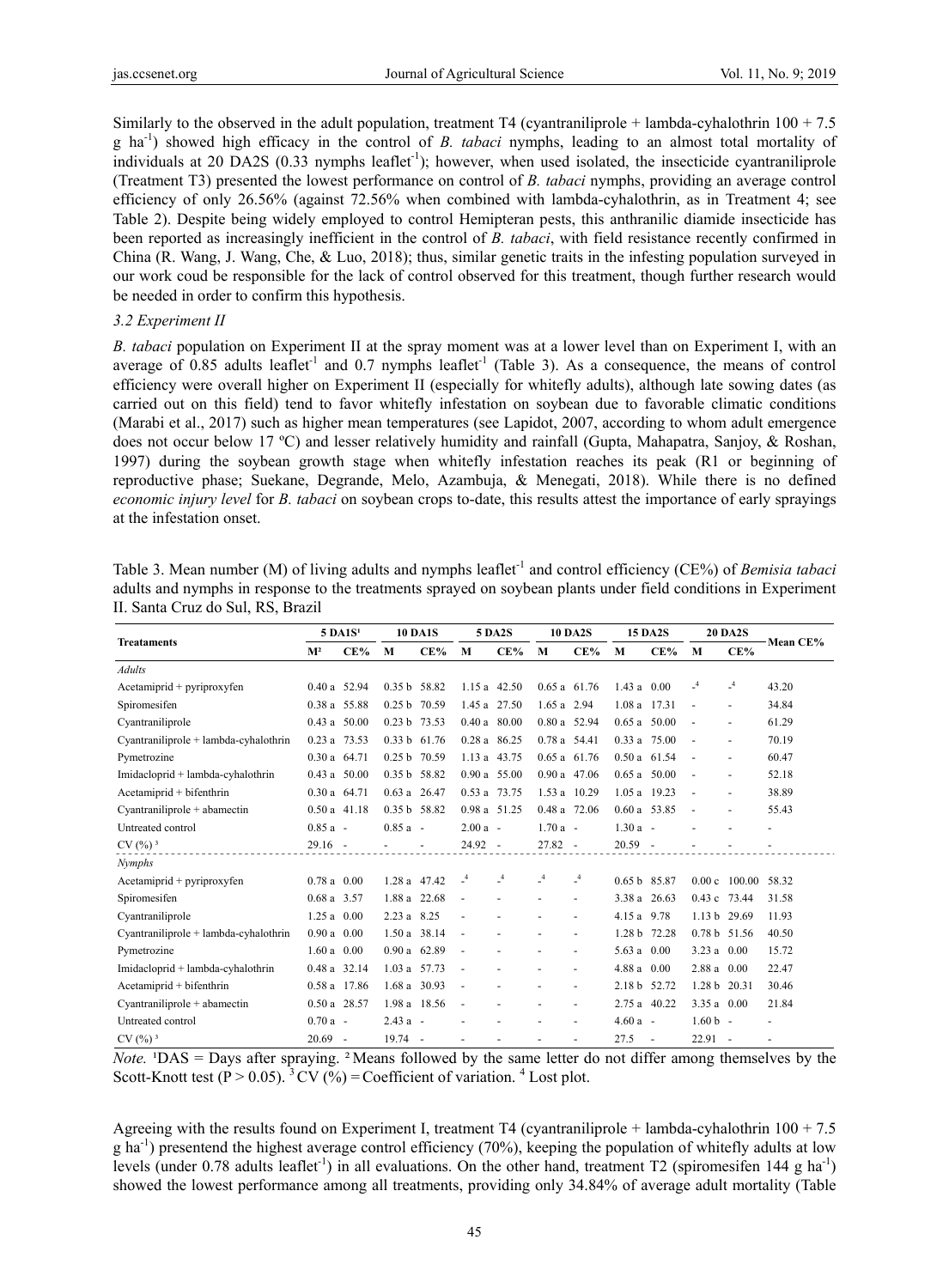Similarly to the observed in the adult population, treatment T4 (cyantraniliprole + lambda-cyhalothrin 100 + 7.5 g ha$^{-1}$) showed high efficacy in the control of *B. tabaci* nymphs, leading to an almost total mortality of individuals at 20 DA2S (0.33 nymphs leaflet$^{-1}$); however, when used isolated, the insecticide cyantraniliprole (Treatment T3) presented the lowest performance on control of *B. tabaci* nymphs, providing an average control efficiency of only 26.56% (against 72.56% when combined with lambda-cyhalothrin, as in Treatment 4; see Table 2). Despite being widely employed to control Hemipteran pests, this anthranilic diamide insecticide has been reported as increasingly inefficient in the control of *B. tabaci*, with field resistance recently confirmed in China (R. Wang, J. Wang, Che, & Luo, 2018); thus, similar genetic traits in the infesting population surveyed in our work coud be responsible for the lack of control observed for this treatment, though further research would be needed in order to confirm this hypothesis.

### 3.2 Experiment II

*B. tabaci* population on Experiment II at the spray moment was at a lower level than on Experiment I, with an average of 0.85 adults leaflet$^{-1}$ and 0.7 nymphs leaflet$^{-1}$ (Table 3). As a consequence, the means of control efficiency were overall higher on Experiment II (especially for whitefly adults), although late sowing dates (as carried out on this field) tend to favor whitefly infestation on soybean due to favorable climatic conditions (Marabi et al., 2017) such as higher mean temperatures (see Lapidot, 2007, according to whom adult emergence does not occur below 17 ºC) and lesser relatively humidity and rainfall (Gupta, Mahapatra, Sanjoy, & Roshan, 1997) during the soybean growth stage when whitefly infestation reaches its peak (R1 or beginning of reproductive phase; Suekane, Degrande, Melo, Azambuja, & Menegati, 2018). While there is no defined *economic injury level* for *B. tabaci* on soybean crops to-date, this results attest the importance of early sprayings at the infestation onset.

Table 3. Mean number (M) of living adults and nymphs leaflet$^{-1}$ and control efficiency (CE%) of *Bemisia tabaci* adults and nymphs in response to the treatments sprayed on soybean plants under field conditions in Experiment II. Santa Cruz do Sul, RS, Brazil

| Treatements | 5 DA1S[1] | | 10 DA1S | | 5 DA2S | | 10 DA2S | | 15 DA2S | | 20 DA2S | | Mean CE% |
|---|---|---|---|---|---|---|---|---|---|---|---|---|---|
| | M[2] | CE% | M | CE% | M | CE% | M | CE% | M | CE% | M | CE% | |
| *Adults* | | | | | | | | | | | | | |
| Acetamiprid + pyriproxyfen | 0.40 a | 52.94 | 0.35 b | 58.82 | 1.15 a | 42.50 | 0.65 a | 61.76 | 1.43 a | 0.00 | -[4] | -[4] | 43.20 |
| Spiromesifen | 0.38 a | 55.88 | 0.25 b | 70.59 | 1.45 a | 27.50 | 1.65 a | 2.94 | 1.08 a | 17.31 | - | - | 34.84 |
| Cyantraniliprole | 0.43 a | 50.00 | 0.23 b | 73.53 | 0.40 a | 80.00 | 0.80 a | 52.94 | 0.65 a | 50.00 | - | - | 61.29 |
| Cyantraniliprole + lambda-cyhalothrin | 0.23 a | 73.53 | 0.33 b | 61.76 | 0.28 a | 86.25 | 0.78 a | 54.41 | 0.33 a | 75.00 | - | - | 70.19 |
| Pymetrozine | 0.30 a | 64.71 | 0.25 b | 70.59 | 1.13 a | 43.75 | 0.65 a | 61.76 | 0.50 a | 61.54 | - | - | 60.47 |
| Imidacloprid + lambda-cyhalothrin | 0.43 a | 50.00 | 0.35 b | 58.82 | 0.90 a | 55.00 | 0.90 a | 47.06 | 0.65 a | 50.00 | - | - | 52.18 |
| Acetamiprid + bifenthrin | 0.30 a | 64.71 | 0.63 a | 26.47 | 0.53 a | 73.75 | 1.53 a | 10.29 | 1.05 a | 19.23 | - | - | 38.89 |
| Cyantraniliprole + abamectin | 0.50 a | 41.18 | 0.35 b | 58.82 | 0.98 a | 51.25 | 0.48 a | 72.06 | 0.60 a | 53.85 | - | - | 55.43 |
| Untreated control | 0.85 a | - | 0.85 a | - | 2.00 a | - | 1.70 a | - | 1.30 a | - | - | - | - |
| CV (%)[3] | 29.16 | - | - | - | 24.92 | - | 27.82 | - | 20.59 | - | - | - | - |
| *Nymphs* | | | | | | | | | | | | | |
| Acetamiprid + pyriproxyfen | 0.78 a | 0.00 | 1.28 a | 47.42 | -[4] | -[4] | -[4] | -[4] | 0.65 b | 85.87 | 0.00 c | 100.00 | 58.32 |
| Spiromesifen | 0.68 a | 3.57 | 1.88 a | 22.68 | - | - | - | - | 3.38 a | 26.63 | 0.43 c | 73.44 | 31.58 |
| Cyantraniliprole | 1.25 a | 0.00 | 2.23 a | 8.25 | - | - | - | - | 4.15 a | 9.78 | 1.13 b | 29.69 | 11.93 |
| Cyantraniliprole + lambda-cyhalothrin | 0.90 a | 0.00 | 1.50 a | 38.14 | - | - | - | - | 1.28 b | 72.28 | 0.78 b | 51.56 | 40.50 |
| Pymetrozine | 1.60 a | 0.00 | 0.90 a | 62.89 | - | - | - | - | 5.63 a | 0.00 | 3.23 a | 0.00 | 15.72 |
| Imidacloprid + lambda-cyhalothrin | 0.48 a | 32.14 | 1.03 a | 57.73 | - | - | - | - | 4.88 a | 0.00 | 2.88 a | 0.00 | 22.47 |
| Acetamiprid + bifenthrin | 0.58 a | 17.86 | 1.68 a | 30.93 | - | - | - | - | 2.18 b | 52.72 | 1.28 b | 20.31 | 30.46 |
| Cyantraniliprole + abamectin | 0.50 a | 28.57 | 1.98 a | 18.56 | - | - | - | - | 2.75 a | 40.22 | 3.35 a | 0.00 | 21.84 |
| Untreated control | 0.70 a | - | 2.43 a | - | - | - | - | - | 4.60 a | - | 1.60 b | - | - |
| CV (%)[3] | 20.69 | - | 19.74 | - | - | - | - | - | 27.5 | - | 22.91 | - | - |

*Note.* [1]DAS = Days after spraying. [2]Means followed by the same letter do not differ among themselves by the Scott-Knott test (P > 0.05). [3]CV (%) = Coefficient of variation. [4] Lost plot.

Agreeing with the results found on Experiment I, treatment T4 (cyantraniliprole + lambda-cyhalothrin 100 + 7.5 g ha$^{-1}$) presentend the highest average control efficiency (70%), keeping the population of whitefly adults at low levels (under 0.78 adults leaflet$^{-1}$) in all evaluations. On the other hand, treatment T2 (spiromesifen 144 g ha$^{-1}$) showed the lowest performance among all treatments, providing only 34.84% of average adult mortality (Table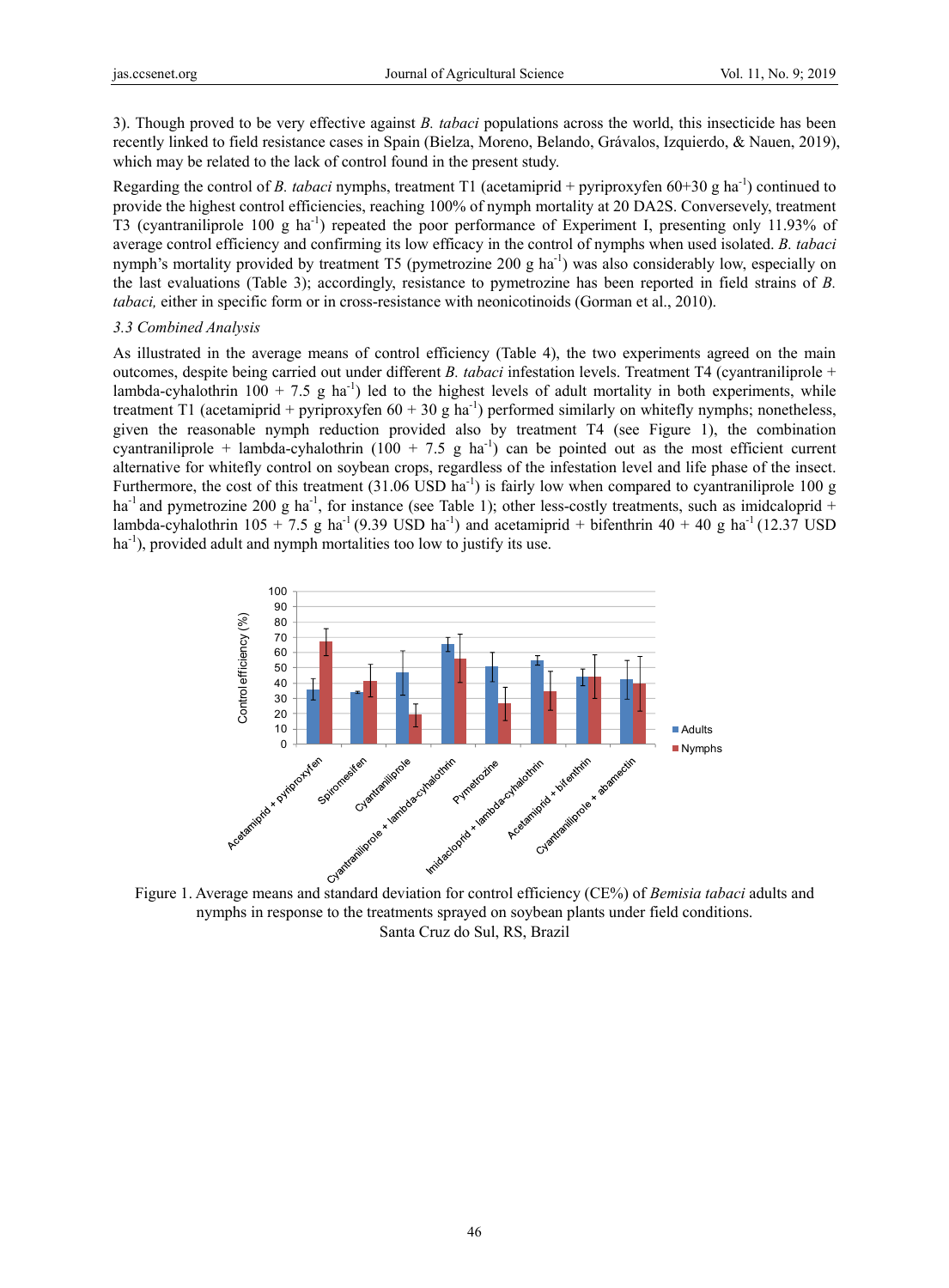3). Though proved to be very effective against *B. tabaci* populations across the world, this insecticide has been recently linked to field resistance cases in Spain (Bielza, Moreno, Belando, Grávalos, Izquierdo, & Nauen, 2019), which may be related to the lack of control found in the present study.

Regarding the control of *B. tabaci* nymphs, treatment T1 (acetamiprid + pyriproxyfen 60+30 g ha$^{-1}$) continued to provide the highest control efficiencies, reaching 100% of nymph mortality at 20 DA2S. Conversely, treatment T3 (cyantraniliprole 100 g ha$^{-1}$) repeated the poor performance of Experiment I, presenting only 11.93% of average control efficiency and confirming its low efficacy in the control of nymphs when used isolated. *B. tabaci* nymph's mortality provided by treatment T5 (pymetrozine 200 g ha$^{-1}$) was also considerably low, especially on the last evaluations (Table 3); accordingly, resistance to pymetrozine has been reported in field strains of *B. tabaci,* either in specific form or in cross-resistance with neonicotinoids (Gorman et al., 2010).

### 3.3 Combined Analysis

As illustrated in the average means of control efficiency (Table 4), the two experiments agreed on the main outcomes, despite being carried out under different *B. tabaci* infestation levels. Treatment T4 (cyantraniliprole + lambda-cyhalothrin 100 + 7.5 g ha$^{-1}$) led to the highest levels of adult mortality in both experiments, while treatment T1 (acetamiprid + pyriproxyfen 60 + 30 g ha$^{-1}$) performed similarly on whitefly nymphs; nonetheless, given the reasonable nymph reduction provided also by treatment T4 (see Figure 1), the combination cyantraniliprole + lambda-cyhalothrin (100 + 7.5 g ha$^{-1}$) can be pointed out as the most efficient current alternative for whitefly control on soybean crops, regardless of the infestation level and life phase of the insect. Furthermore, the cost of this treatment (31.06 USD ha$^{-1}$) is fairly low when compared to cyantraniliprole 100 g ha$^{-1}$ and pymetrozine 200 g ha$^{-1}$, for instance (see Table 1); other less-costly treatments, such as imidcaloprid + lambda-cyhalothrin 105 + 7.5 g ha$^{-1}$ (9.39 USD ha$^{-1}$) and acetamiprid + bifenthrin 40 + 40 g ha$^{-1}$ (12.37 USD ha$^{-1}$), provided adult and nymph mortalities too low to justify its use.

Figure 1. Average means and standard deviation for control efficiency (CE%) of *Bemisia tabaci* adults and nymphs in response to the treatments sprayed on soybean plants under field conditions. Santa Cruz do Sul, RS, Brazil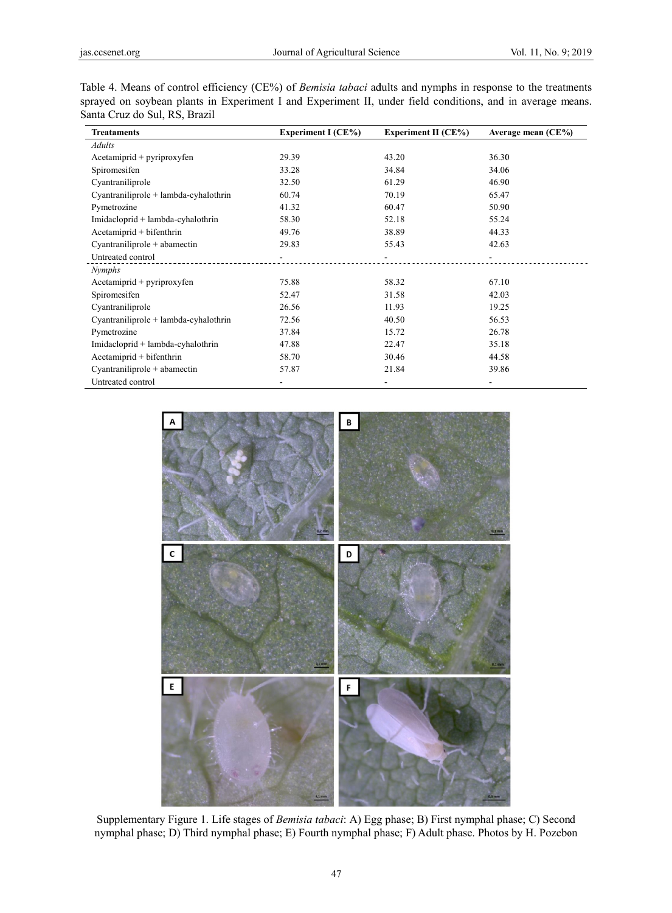Table 4. Means of control efficiency (CE%) of *Bemisia tabaci* adults and nymphs in response to the treatments sprayed on soybean plants in Experiment I and Experiment II, under field conditions, and in average means. Santa Cruz do Sul, RS, Brazil

| Treataments | Experiment I (CE%) | Experiment II (CE%) | Average mean (CE%) |
|---|---|---|---|
| *Adults* | | | |
| Acetamiprid + pyriproxyfen | 29.39 | 43.20 | 36.30 |
| Spiromesifen | 33.28 | 34.84 | 34.06 |
| Cyantraniliprole | 32.50 | 61.29 | 46.90 |
| Cyantraniliprole + lambda-cyhalothrin | 60.74 | 70.19 | 65.47 |
| Pymetrozine | 41.32 | 60.47 | 50.90 |
| Imidacloprid + lambda-cyhalothrin | 58.30 | 52.18 | 55.24 |
| Acetamiprid + bifenthrin | 49.76 | 38.89 | 44.33 |
| Cyantraniliprole + abamectin | 29.83 | 55.43 | 42.63 |
| Untreated control | - | - | - |
| *Nymphs* | | | |
| Acetamiprid + pyriproxyfen | 75.88 | 58.32 | 67.10 |
| Spiromesifen | 52.47 | 31.58 | 42.03 |
| Cyantraniliprole | 26.56 | 11.93 | 19.25 |
| Cyantraniliprole + lambda-cyhalothrin | 72.56 | 40.50 | 56.53 |
| Pymetrozine | 37.84 | 15.72 | 26.78 |
| Imidacloprid + lambda-cyhalothrin | 47.88 | 22.47 | 35.18 |
| Acetamiprid + bifenthrin | 58.70 | 30.46 | 44.58 |
| Cyantraniliprole + abamectin | 57.87 | 21.84 | 39.86 |
| Untreated control | - | - | - |

Supplementary Figure 1. Life stages of *Bemisia tabaci*: A) Egg phase; B) First nymphal phase; C) Second nymphal phase; D) Third nymphal phase; E) Fourth nymphal phase; F) Adult phase. Photos by H. Pozebon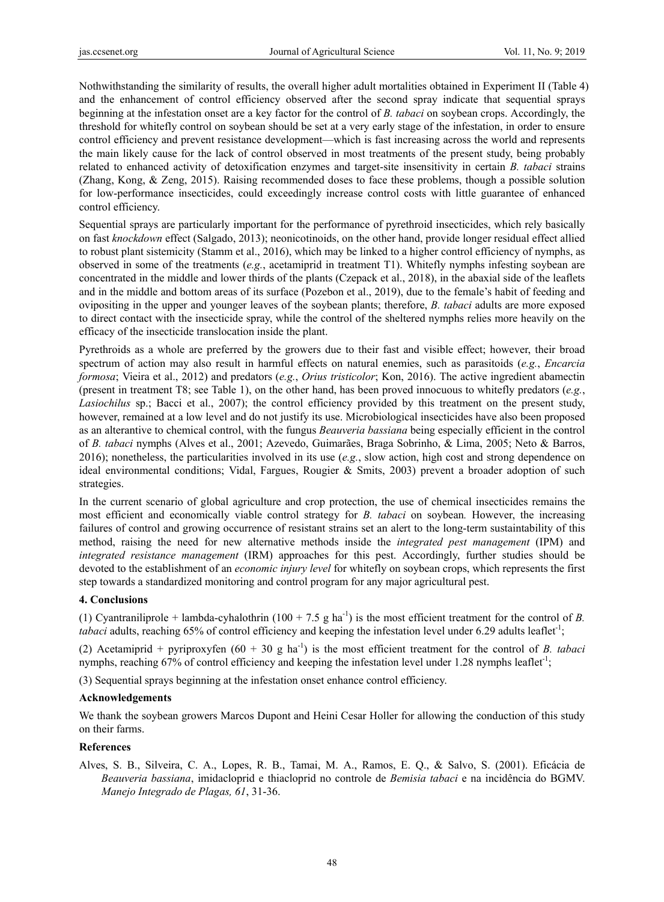Nothwithstanding the similarity of results, the overall higher adult mortalities obtained in Experiment II (Table 4) and the enhancement of control efficiency observed after the second spray indicate that sequential sprays beginning at the infestation onset are a key factor for the control of *B. tabaci* on soybean crops. Accordingly, the threshold for whitefly control on soybean should be set at a very early stage of the infestation, in order to ensure control efficiency and prevent resistance development—which is fast increasing across the world and represents the main likely cause for the lack of control observed in most treatments of the present study, being probably related to enhanced activity of detoxification enzymes and target-site insensitivity in certain *B. tabaci* strains (Zhang, Kong, & Zeng, 2015). Raising recommended doses to face these problems, though a possible solution for low-performance insecticides, could exceedingly increase control costs with little guarantee of enhanced control efficiency.

Sequential sprays are particularly important for the performance of pyrethroid insecticides, which rely basically on fast *knockdown* effect (Salgado, 2013); neonicotinoids, on the other hand, provide longer residual effect allied to robust plant sistemicity (Stamm et al., 2016), which may be linked to a higher control efficiency of nymphs, as observed in some of the treatments (*e.g.*, acetamiprid in treatment T1). Whitefly nymphs infesting soybean are concentrated in the middle and lower thirds of the plants (Czepack et al., 2018), in the abaxial side of the leaflets and in the middle and bottom areas of its surface (Pozebon et al., 2019), due to the female's habit of feeding and ovipositing in the upper and younger leaves of the soybean plants; therefore, *B. tabaci* adults are more exposed to direct contact with the insecticide spray, while the control of the sheltered nymphs relies more heavily on the efficacy of the insecticide translocation inside the plant.

Pyrethroids as a whole are preferred by the growers due to their fast and visible effect; however, their broad spectrum of action may also result in harmful effects on natural enemies, such as parasitoids (*e.g.*, *Encarcia formosa*; Vieira et al., 2012) and predators (*e.g.*, *Orius tristicolor*; Kon, 2016). The active ingredient abamectin (present in treatment T8; see Table 1), on the other hand, has been proved innocuous to whitefly predators (*e.g.*, *Lasiochilus* sp.; Bacci et al., 2007); the control efficiency provided by this treatment on the present study, however, remained at a low level and do not justify its use. Microbiological insecticides have also been proposed as an alterantive to chemical control, with the fungus *Beauveria bassiana* being especially efficient in the control of *B. tabaci* nymphs (Alves et al., 2001; Azevedo, Guimarães, Braga Sobrinho, & Lima, 2005; Neto & Barros, 2016); nonetheless, the particularities involved in its use (*e.g.*, slow action, high cost and strong dependence on ideal environmental conditions; Vidal, Fargues, Rougier & Smits, 2003) prevent a broader adoption of such strategies.

In the current scenario of global agriculture and crop protection, the use of chemical insecticides remains the most efficient and economically viable control strategy for *B. tabaci* on soybean. However, the increasing failures of control and growing occurrence of resistant strains set an alert to the long-term sustaintability of this method, raising the need for new alternative methods inside the *integrated pest management* (IPM) and *integrated resistance management* (IRM) approaches for this pest. Accordingly, further studies should be devoted to the establishment of an *economic injury level* for whitefly on soybean crops, which represents the first step towards a standardized monitoring and control program for any major agricultural pest.

## 4. Conclusions

(1) Cyantraniliprole + lambda-cyhalothrin (100 + 7.5 g $ha^{-1}$) is the most efficient treatment for the control of *B. tabaci* adults, reaching 65% of control efficiency and keeping the infestation level under 6.29 adults $leaflet^{-1}$;

(2) Acetamiprid + pyriproxyfen (60 + 30 g $ha^{-1}$) is the most efficient treatment for the control of *B. tabaci* nymphs, reaching 67% of control efficiency and keeping the infestation level under 1.28 nymphs $leaflet^{-1}$;

(3) Sequential sprays beginning at the infestation onset enhance control efficiency.

## Acknowledgements

We thank the soybean growers Marcos Dupont and Heini Cesar Holler for allowing the conduction of this study on their farms.

## References

Alves, S. B., Silveira, C. A., Lopes, R. B., Tamai, M. A., Ramos, E. Q., & Salvo, S. (2001). Eficácia de *Beauveria bassiana*, imidacloprid e thiacloprid no controle de *Bemisia tabaci* e na incidência do BGMV. *Manejo Integrado de Plagas, 61*, 31-36.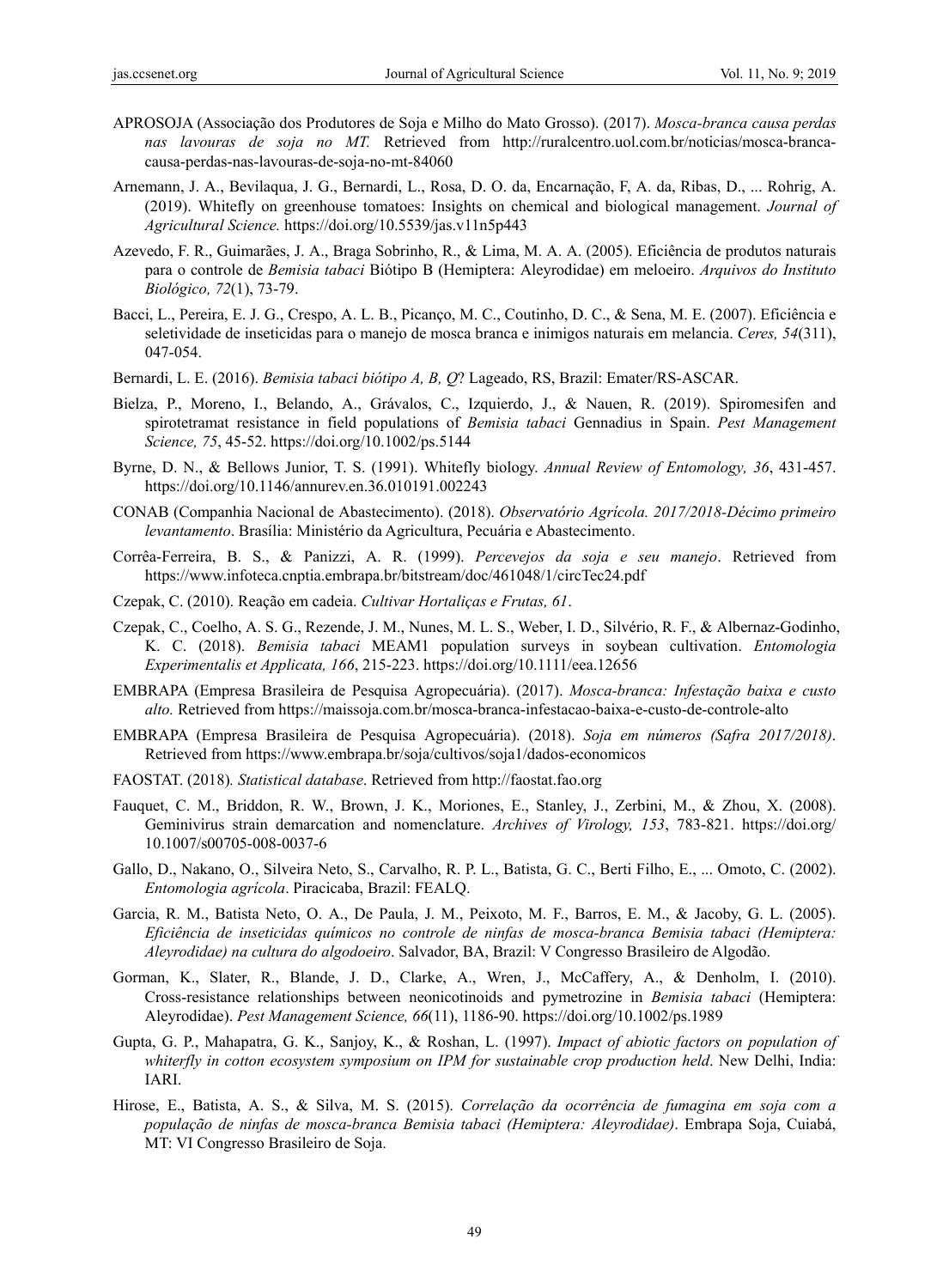APROSOJA (Associação dos Produtores de Soja e Milho do Mato Grosso). (2017). *Mosca-branca causa perdas nas lavouras de soja no MT.* Retrieved from http://ruralcentro.uol.com.br/noticias/mosca-branca-causa-perdas-nas-lavouras-de-soja-no-mt-84060

Arnemann, J. A., Bevilaqua, J. G., Bernardi, L., Rosa, D. O. da, Encarnação, F, A. da, Ribas, D., ... Rohrig, A. (2019). Whitefly on greenhouse tomatoes: Insights on chemical and biological management. *Journal of Agricultural Science.* https://doi.org/10.5539/jas.v11n5p443

Azevedo, F. R., Guimarães, J. A., Braga Sobrinho, R., & Lima, M. A. A. (2005). Eficiência de produtos naturais para o controle de *Bemisia tabaci* Biótipo B (Hemiptera: Aleyrodidae) em meloeiro. *Arquivos do Instituto Biológico, 72*(1), 73-79.

Bacci, L., Pereira, E. J. G., Crespo, A. L. B., Picanço, M. C., Coutinho, D. C., & Sena, M. E. (2007). Eficiência e seletividade de inseticidas para o manejo de mosca branca e inimigos naturais em melancia. *Ceres, 54*(311), 047-054.

Bernardi, L. E. (2016). *Bemisia tabaci biótipo A, B, Q*? Lageado, RS, Brazil: Emater/RS-ASCAR.

Bielza, P., Moreno, I., Belando, A., Grávalos, C., Izquierdo, J., & Nauen, R. (2019). Spiromesifen and spirotetramat resistance in field populations of *Bemisia tabaci* Gennadius in Spain. *Pest Management Science, 75*, 45-52. https://doi.org/10.1002/ps.5144

Byrne, D. N., & Bellows Junior, T. S. (1991). Whitefly biology. *Annual Review of Entomology, 36*, 431-457. https://doi.org/10.1146/annurev.en.36.010191.002243

CONAB (Companhia Nacional de Abastecimento). (2018). *Observatório Agrícola. 2017/2018-Décimo primeiro levantamento*. Brasília: Ministério da Agricultura, Pecuária e Abastecimento.

Corrêa-Ferreira, B. S., & Panizzi, A. R. (1999). *Percevejos da soja e seu manejo*. Retrieved from https://www.infoteca.cnptia.embrapa.br/bitstream/doc/461048/1/circTec24.pdf

Czepak, C. (2010). Reação em cadeia. *Cultivar Hortaliças e Frutas, 61*.

Czepak, C., Coelho, A. S. G., Rezende, J. M., Nunes, M. L. S., Weber, I. D., Silvério, R. F., & Albernaz-Godinho, K. C. (2018). *Bemisia tabaci* MEAM1 population surveys in soybean cultivation. *Entomologia Experimentalis et Applicata, 166*, 215-223. https://doi.org/10.1111/eea.12656

EMBRAPA (Empresa Brasileira de Pesquisa Agropecuária). (2017). *Mosca-branca: Infestação baixa e custo alto.* Retrieved from https://maissoja.com.br/mosca-branca-infestacao-baixa-e-custo-de-controle-alto

EMBRAPA (Empresa Brasileira de Pesquisa Agropecuária). (2018). *Soja em números (Safra 2017/2018)*. Retrieved from https://www.embrapa.br/soja/cultivos/soja1/dados-economicos

FAOSTAT. (2018). *Statistical database*. Retrieved from http://faostat.fao.org

Fauquet, C. M., Briddon, R. W., Brown, J. K., Moriones, E., Stanley, J., Zerbini, M., & Zhou, X. (2008). Geminivirus strain demarcation and nomenclature. *Archives of Virology, 153*, 783-821. https://doi.org/10.1007/s00705-008-0037-6

Gallo, D., Nakano, O., Silveira Neto, S., Carvalho, R. P. L., Batista, G. C., Berti Filho, E., ... Omoto, C. (2002). *Entomologia agrícola*. Piracicaba, Brazil: FEALQ.

Garcia, R. M., Batista Neto, O. A., De Paula, J. M., Peixoto, M. F., Barros, E. M., & Jacoby, G. L. (2005). *Eficiência de inseticidas químicos no controle de ninfas de mosca-branca Bemisia tabaci (Hemiptera: Aleyrodidae) na cultura do algodoeiro*. Salvador, BA, Brazil: V Congresso Brasileiro de Algodão.

Gorman, K., Slater, R., Blande, J. D., Clarke, A., Wren, J., McCaffery, A., & Denholm, I. (2010). Cross-resistance relationships between neonicotinoids and pymetrozine in *Bemisia tabaci* (Hemiptera: Aleyrodidae). *Pest Management Science, 66*(11), 1186-90. https://doi.org/10.1002/ps.1989

Gupta, G. P., Mahapatra, G. K., Sanjoy, K., & Roshan, L. (1997). *Impact of abiotic factors on population of whiterfly in cotton ecosystem symposium on IPM for sustainable crop production held*. New Delhi, India: IARI.

Hirose, E., Batista, A. S., & Silva, M. S. (2015). *Correlação da ocorrência de fumagina em soja com a população de ninfas de mosca-branca Bemisia tabaci (Hemiptera: Aleyrodidae)*. Embrapa Soja, Cuiabá, MT: VI Congresso Brasileiro de Soja.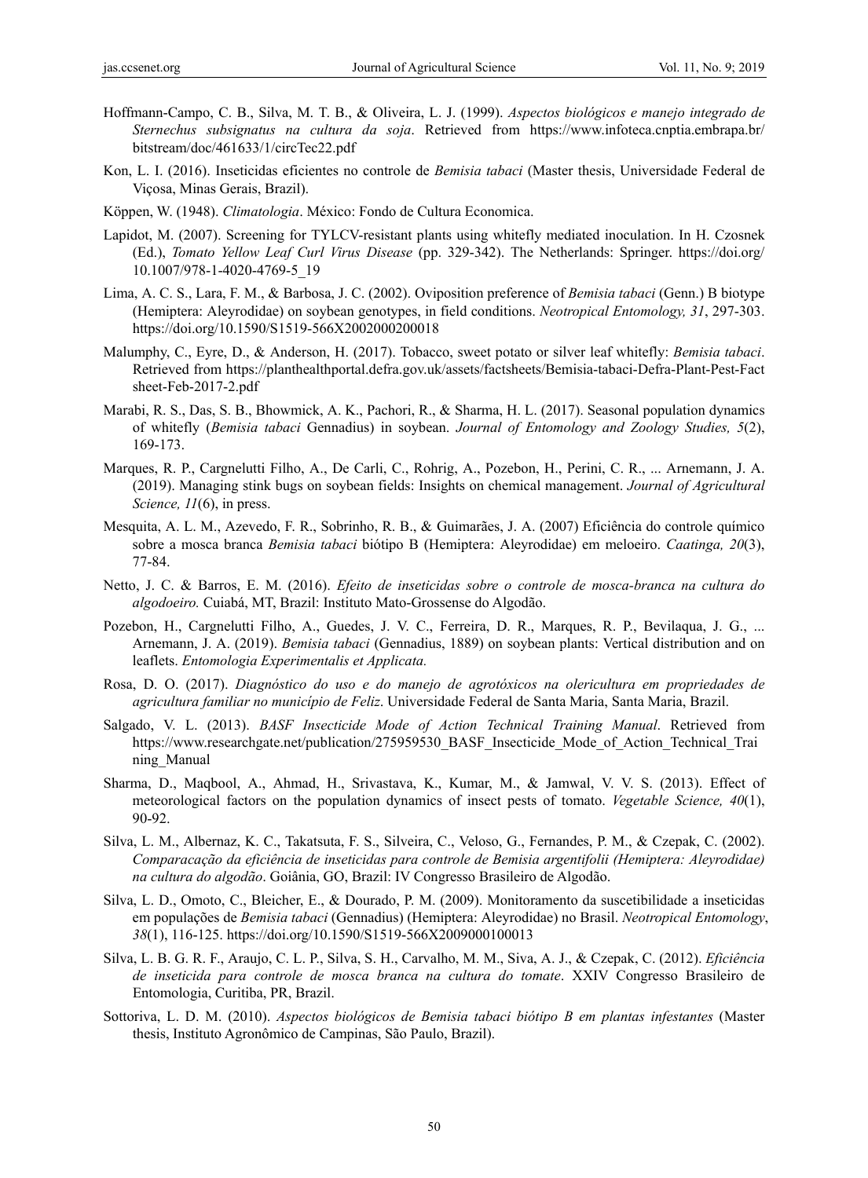Hoffmann-Campo, C. B., Silva, M. T. B., & Oliveira, L. J. (1999). *Aspectos biológicos e manejo integrado de Sternechus subsignatus na cultura da soja*. Retrieved from https://www.infoteca.cnptia.embrapa.br/bitstream/doc/461633/1/circTec22.pdf

Kon, L. I. (2016). Inseticidas eficientes no controle de *Bemisia tabaci* (Master thesis, Universidade Federal de Viçosa, Minas Gerais, Brazil).

Köppen, W. (1948). *Climatologia*. México: Fondo de Cultura Economica.

Lapidot, M. (2007). Screening for TYLCV-resistant plants using whitefly mediated inoculation. In H. Czosnek (Ed.), *Tomato Yellow Leaf Curl Virus Disease* (pp. 329-342). The Netherlands: Springer. https://doi.org/10.1007/978-1-4020-4769-5_19

Lima, A. C. S., Lara, F. M., & Barbosa, J. C. (2002). Oviposition preference of *Bemisia tabaci* (Genn.) B biotype (Hemiptera: Aleyrodidae) on soybean genotypes, in field conditions. *Neotropical Entomology, 31*, 297-303. https://doi.org/10.1590/S1519-566X2002000200018

Malumphy, C., Eyre, D., & Anderson, H. (2017). Tobacco, sweet potato or silver leaf whitefly: *Bemisia tabaci*. Retrieved from https://planthealthportal.defra.gov.uk/assets/factsheets/Bemisia-tabaci-Defra-Plant-Pest-Factsheet-Feb-2017-2.pdf

Marabi, R. S., Das, S. B., Bhowmick, A. K., Pachori, R., & Sharma, H. L. (2017). Seasonal population dynamics of whitefly (*Bemisia tabaci* Gennadius) in soybean. *Journal of Entomology and Zoology Studies, 5*(2), 169-173.

Marques, R. P., Cargnelutti Filho, A., De Carli, C., Rohrig, A., Pozebon, H., Perini, C. R., ... Arnemann, J. A. (2019). Managing stink bugs on soybean fields: Insights on chemical management. *Journal of Agricultural Science, 11*(6), in press.

Mesquita, A. L. M., Azevedo, F. R., Sobrinho, R. B., & Guimarães, J. A. (2007) Eficiência do controle químico sobre a mosca branca *Bemisia tabaci* biótipo B (Hemiptera: Aleyrodidae) em meloeiro. *Caatinga, 20*(3), 77-84.

Netto, J. C. & Barros, E. M. (2016). *Efeito de inseticidas sobre o controle de mosca-branca na cultura do algodoeiro.* Cuiabá, MT, Brazil: Instituto Mato-Grossense do Algodão.

Pozebon, H., Cargnelutti Filho, A., Guedes, J. V. C., Ferreira, D. R., Marques, R. P., Bevilaqua, J. G., ... Arnemann, J. A. (2019). *Bemisia tabaci* (Gennadius, 1889) on soybean plants: Vertical distribution and on leaflets. *Entomologia Experimentalis et Applicata.*

Rosa, D. O. (2017). *Diagnóstico do uso e do manejo de agrotóxicos na olericultura em propriedades de agricultura familiar no município de Feliz*. Universidade Federal de Santa Maria, Santa Maria, Brazil.

Salgado, V. L. (2013). *BASF Insecticide Mode of Action Technical Training Manual*. Retrieved from https://www.researchgate.net/publication/275959530_BASF_Insecticide_Mode_of_Action_Technical_Training_Manual

Sharma, D., Maqbool, A., Ahmad, H., Srivastava, K., Kumar, M., & Jamwal, V. V. S. (2013). Effect of meteorological factors on the population dynamics of insect pests of tomato. *Vegetable Science, 40*(1), 90-92.

Silva, L. M., Albernaz, K. C., Takatsuta, F. S., Silveira, C., Veloso, G., Fernandes, P. M., & Czepak, C. (2002). *Comparacação da eficiência de inseticidas para controle de Bemisia argentifolii (Hemiptera: Aleyrodidae) na cultura do algodão*. Goiânia, GO, Brazil: IV Congresso Brasileiro de Algodão.

Silva, L. D., Omoto, C., Bleicher, E., & Dourado, P. M. (2009). Monitoramento da suscetibilidade a inseticidas em populações de *Bemisia tabaci* (Gennadius) (Hemiptera: Aleyrodidae) no Brasil. *Neotropical Entomology*, *38*(1), 116-125. https://doi.org/10.1590/S1519-566X2009000100013

Silva, L. B. G. R. F., Araujo, C. L. P., Silva, S. H., Carvalho, M. M., Siva, A. J., & Czepak, C. (2012). *Eficiência de inseticida para controle de mosca branca na cultura do tomate*. XXIV Congresso Brasileiro de Entomologia, Curitiba, PR, Brazil.

Sottoriva, L. D. M. (2010). *Aspectos biológicos de Bemisia tabaci biótipo B em plantas infestantes* (Master thesis, Instituto Agronômico de Campinas, São Paulo, Brazil).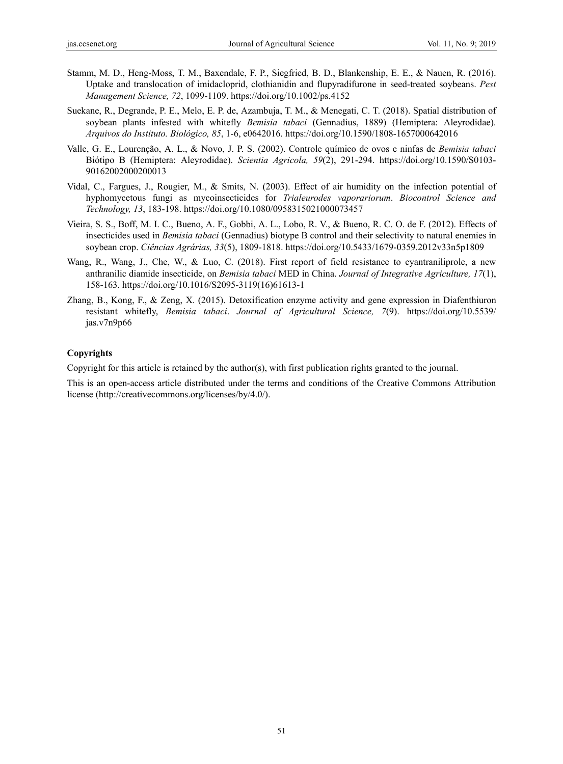Stamm, M. D., Heng-Moss, T. M., Baxendale, F. P., Siegfried, B. D., Blankenship, E. E., & Nauen, R. (2016). Uptake and translocation of imidacloprid, clothianidin and flupyradifurone in seed-treated soybeans. *Pest Management Science, 72*, 1099-1109. https://doi.org/10.1002/ps.4152

Suekane, R., Degrande, P. E., Melo, E. P. de, Azambuja, T. M., & Menegati, C. T. (2018). Spatial distribution of soybean plants infested with whitefly *Bemisia tabaci* (Gennadius, 1889) (Hemiptera: Aleyrodidae). *Arquivos do Instituto. Biológico, 85*, 1-6, e0642016. https://doi.org/10.1590/1808-1657000642016

Valle, G. E., Lourenção, A. L., & Novo, J. P. S. (2002). Controle químico de ovos e ninfas de *Bemisia tabaci* Biótipo B (Hemiptera: Aleyrodidae). *Scientia Agricola, 59*(2), 291-294. https://doi.org/10.1590/S0103-90162002000200013

Vidal, C., Fargues, J., Rougier, M., & Smits, N. (2003). Effect of air humidity on the infection potential of hyphomycetous fungi as mycoinsecticides for *Trialeurodes vaporariorum*. *Biocontrol Science and Technology, 13*, 183-198. https://doi.org/10.1080/0958315021000073457

Vieira, S. S., Boff, M. I. C., Bueno, A. F., Gobbi, A. L., Lobo, R. V., & Bueno, R. C. O. de F. (2012). Effects of insecticides used in *Bemisia tabaci* (Gennadius) biotype B control and their selectivity to natural enemies in soybean crop. *Ciências Agrárias, 33*(5), 1809-1818. https://doi.org/10.5433/1679-0359.2012v33n5p1809

Wang, R., Wang, J., Che, W., & Luo, C. (2018). First report of field resistance to cyantraniliprole, a new anthranilic diamide insecticide, on *Bemisia tabaci* MED in China. *Journal of Integrative Agriculture, 17*(1), 158-163. https://doi.org/10.1016/S2095-3119(16)61613-1

Zhang, B., Kong, F., & Zeng, X. (2015). Detoxification enzyme activity and gene expression in Diafenthiuron resistant whitefly, *Bemisia tabaci*. *Journal of Agricultural Science, 7*(9). https://doi.org/10.5539/jas.v7n9p66

**Copyrights**

Copyright for this article is retained by the author(s), with first publication rights granted to the journal.

This is an open-access article distributed under the terms and conditions of the Creative Commons Attribution license (http://creativecommons.org/licenses/by/4.0/).